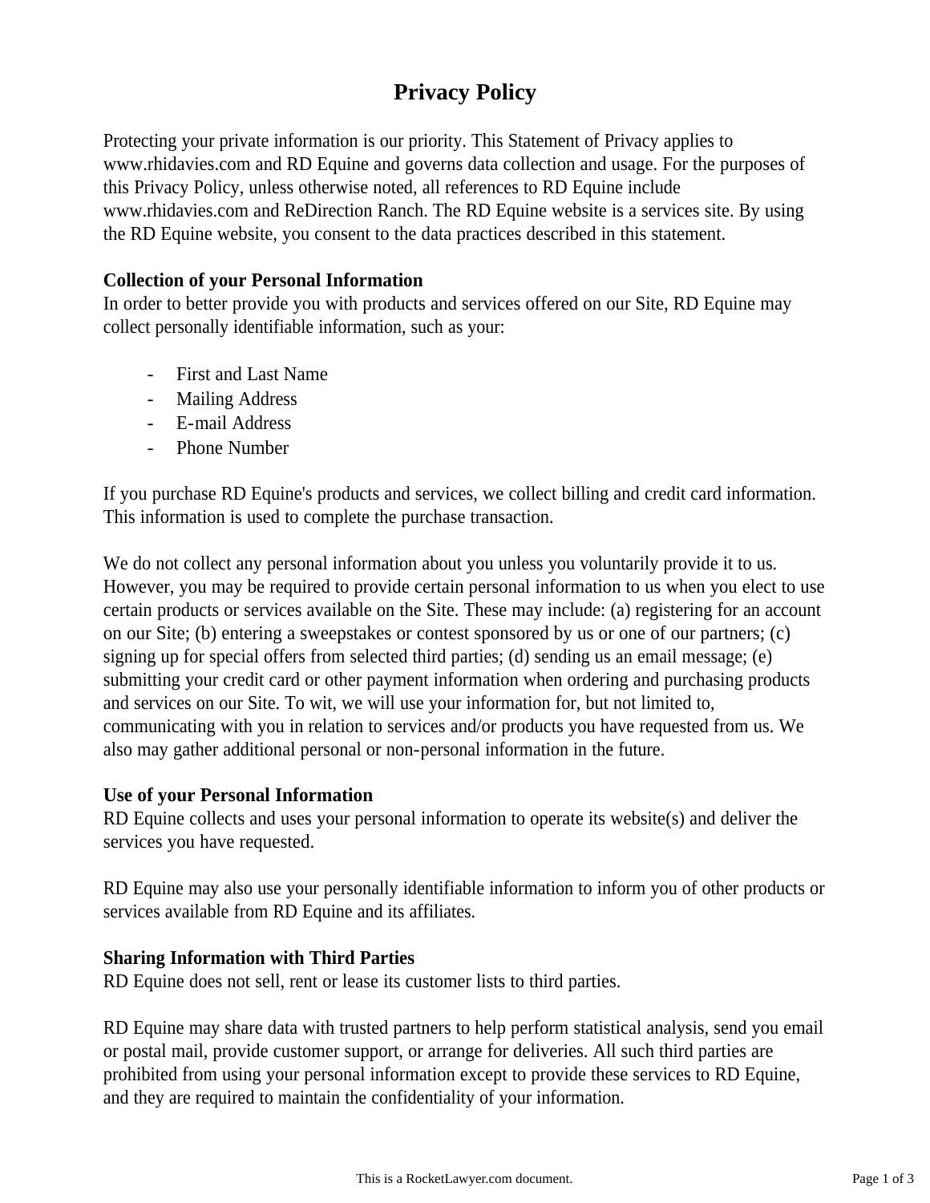# Privacy Policy

Protecting your private information is our priority. This Statement of Privacy applies to www.rhidavies.com and RD Equine and governs data collection and usage. For the purposes of this Privacy Policy, unless otherwise noted, all references to RD Equine include www.rhidavies.com and ReDirection Ranch. The RD Equine website is a services site. By using the RD Equine website, you consent to the data practices described in this statement.

**Collection of your Personal Information**
In order to better provide you with products and services offered on our Site, RD Equine may collect personally identifiable information, such as your:

- First and Last Name
- Mailing Address
- E-mail Address
- Phone Number

If you purchase RD Equine's products and services, we collect billing and credit card information. This information is used to complete the purchase transaction.

We do not collect any personal information about you unless you voluntarily provide it to us. However, you may be required to provide certain personal information to us when you elect to use certain products or services available on the Site. These may include: (a) registering for an account on our Site; (b) entering a sweepstakes or contest sponsored by us or one of our partners; (c) signing up for special offers from selected third parties; (d) sending us an email message; (e) submitting your credit card or other payment information when ordering and purchasing products and services on our Site. To wit, we will use your information for, but not limited to, communicating with you in relation to services and/or products you have requested from us. We also may gather additional personal or non-personal information in the future.

**Use of your Personal Information**
RD Equine collects and uses your personal information to operate its website(s) and deliver the services you have requested.

RD Equine may also use your personally identifiable information to inform you of other products or services available from RD Equine and its affiliates.

**Sharing Information with Third Parties**
RD Equine does not sell, rent or lease its customer lists to third parties.

RD Equine may share data with trusted partners to help perform statistical analysis, send you email or postal mail, provide customer support, or arrange for deliveries. All such third parties are prohibited from using your personal information except to provide these services to RD Equine, and they are required to maintain the confidentiality of your information.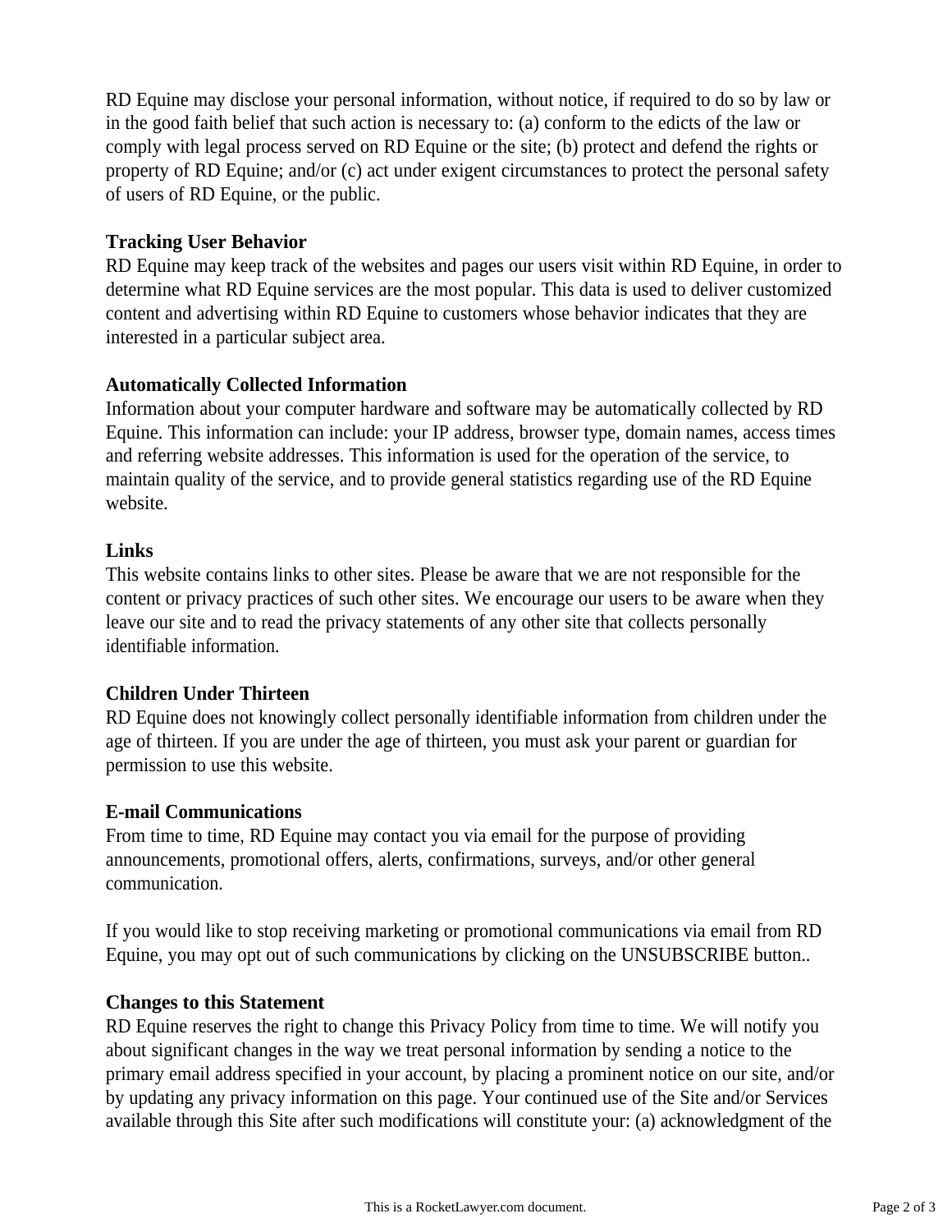RD Equine may disclose your personal information, without notice, if required to do so by law or in the good faith belief that such action is necessary to: (a) conform to the edicts of the law or comply with legal process served on RD Equine or the site; (b) protect and defend the rights or property of RD Equine; and/or (c) act under exigent circumstances to protect the personal safety of users of RD Equine, or the public.

**Tracking User Behavior**

RD Equine may keep track of the websites and pages our users visit within RD Equine, in order to determine what RD Equine services are the most popular. This data is used to deliver customized content and advertising within RD Equine to customers whose behavior indicates that they are interested in a particular subject area.

**Automatically Collected Information**

Information about your computer hardware and software may be automatically collected by RD Equine. This information can include: your IP address, browser type, domain names, access times and referring website addresses. This information is used for the operation of the service, to maintain quality of the service, and to provide general statistics regarding use of the RD Equine website.

**Links**

This website contains links to other sites. Please be aware that we are not responsible for the content or privacy practices of such other sites. We encourage our users to be aware when they leave our site and to read the privacy statements of any other site that collects personally identifiable information.

**Children Under Thirteen**

RD Equine does not knowingly collect personally identifiable information from children under the age of thirteen. If you are under the age of thirteen, you must ask your parent or guardian for permission to use this website.

**E-mail Communications**

From time to time, RD Equine may contact you via email for the purpose of providing announcements, promotional offers, alerts, confirmations, surveys, and/or other general communication.

If you would like to stop receiving marketing or promotional communications via email from RD Equine, you may opt out of such communications by clicking on the UNSUBSCRIBE button..

**Changes to this Statement**

RD Equine reserves the right to change this Privacy Policy from time to time. We will notify you about significant changes in the way we treat personal information by sending a notice to the primary email address specified in your account, by placing a prominent notice on our site, and/or by updating any privacy information on this page. Your continued use of the Site and/or Services available through this Site after such modifications will constitute your: (a) acknowledgment of the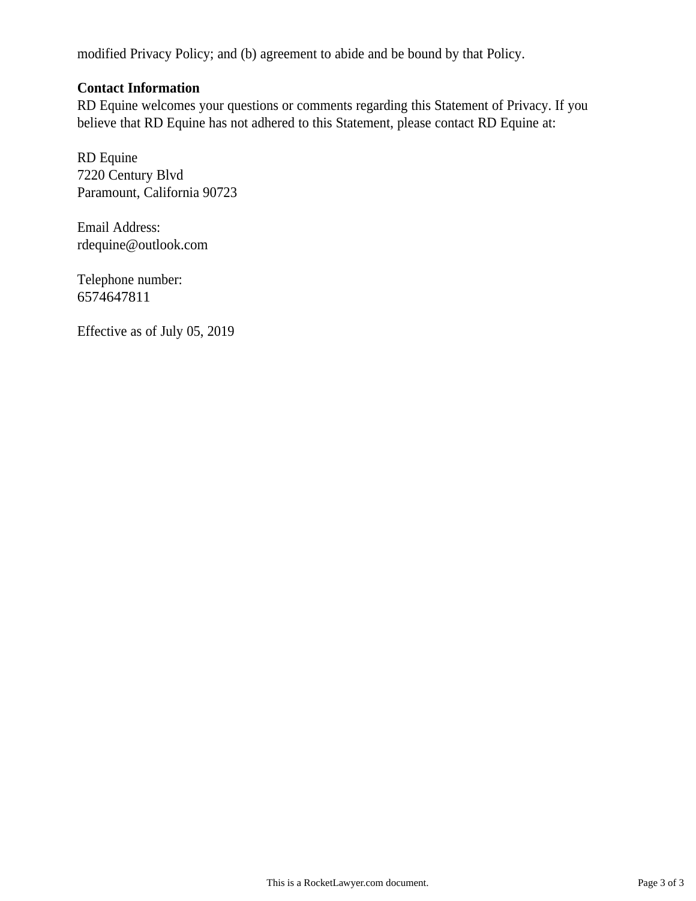modified Privacy Policy; and (b) agreement to abide and be bound by that Policy.

**Contact Information**

RD Equine welcomes your questions or comments regarding this Statement of Privacy. If you believe that RD Equine has not adhered to this Statement, please contact RD Equine at:

RD Equine
7220 Century Blvd
Paramount, California 90723

Email Address:
rdequine@outlook.com

Telephone number:
6574647811

Effective as of July 05, 2019